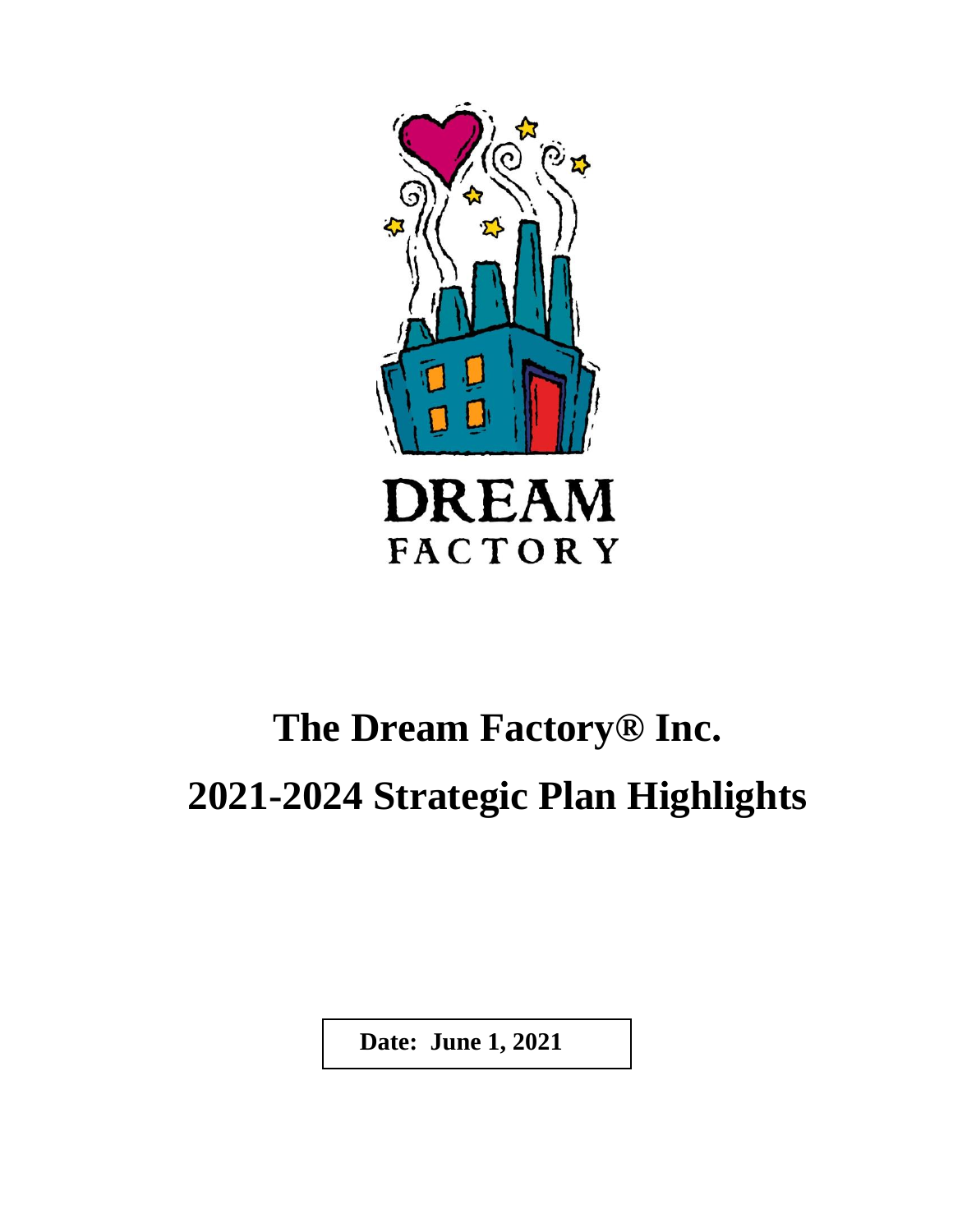# The Dream Factory® Inc.

# 2021-2024 Strategic Plan Highlights

**Date: June 1, 2021**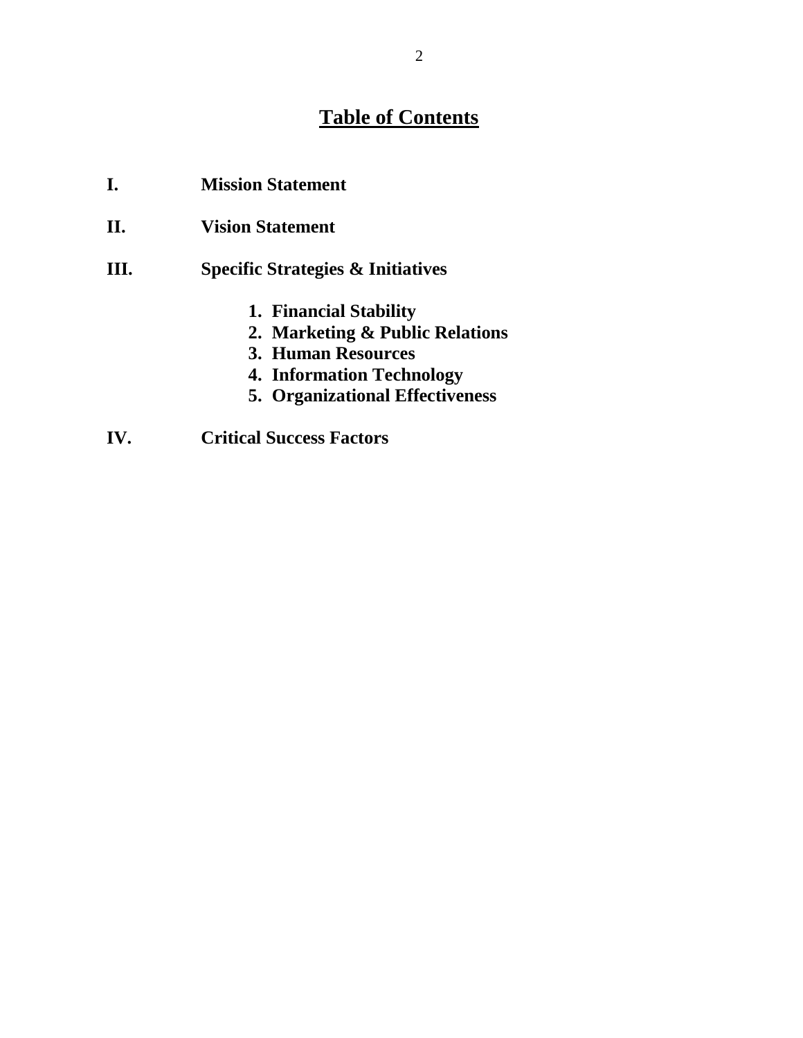# Table of Contents

**I.** **Mission Statement**

**II.** **Vision Statement**

**III.** **Specific Strategies & Initiatives**

1. **Financial Stability**
2. **Marketing & Public Relations**
3. **Human Resources**
4. **Information Technology**
5. **Organizational Effectiveness**

**IV.** **Critical Success Factors**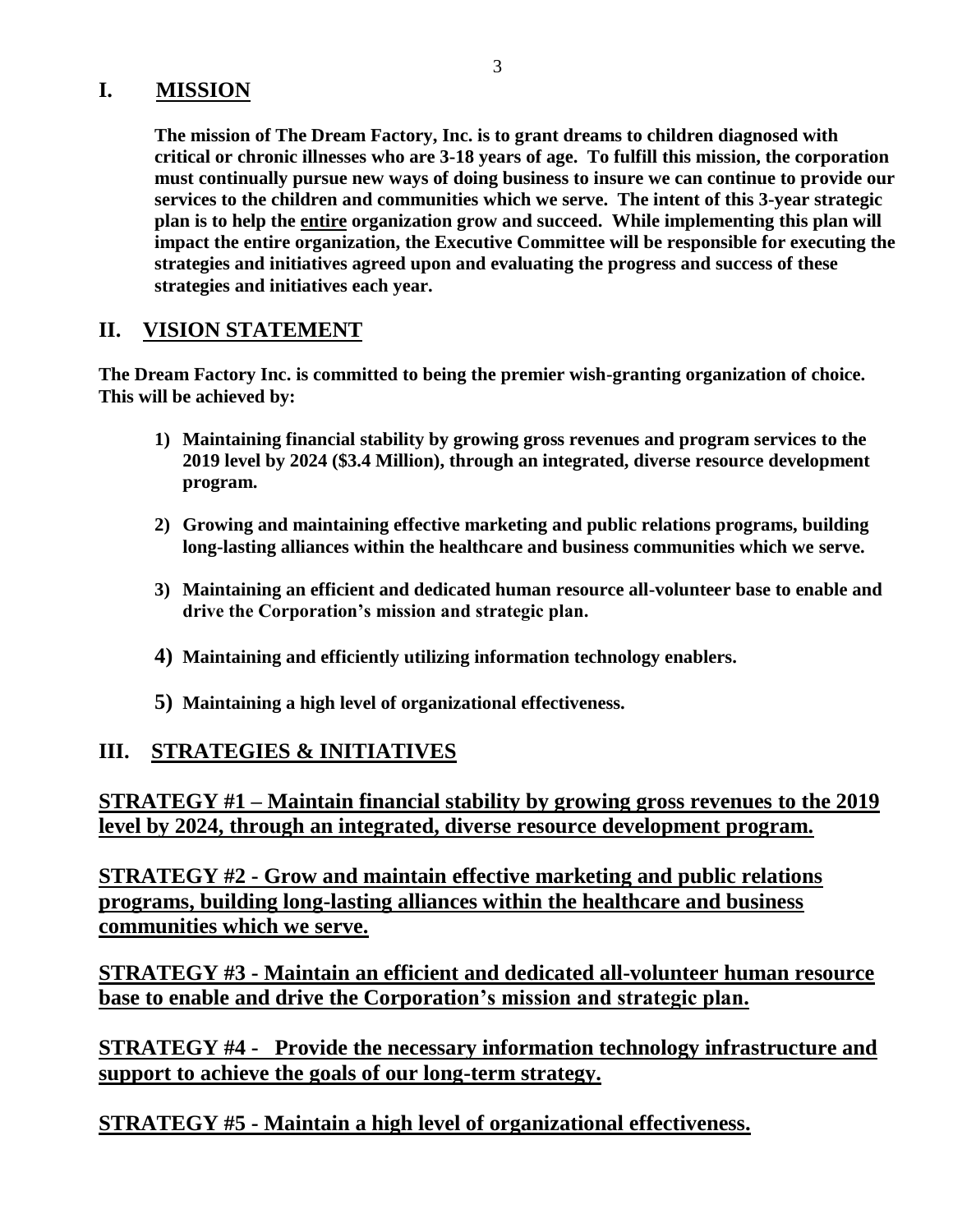## I. MISSION

**The mission of The Dream Factory, Inc. is to grant dreams to children diagnosed with critical or chronic illnesses who are 3-18 years of age. To fulfill this mission, the corporation must continually pursue new ways of doing business to insure we can continue to provide our services to the children and communities which we serve. The intent of this 3-year strategic plan is to help the entire organization grow and succeed. While implementing this plan will impact the entire organization, the Executive Committee will be responsible for executing the strategies and initiatives agreed upon and evaluating the progress and success of these strategies and initiatives each year.**

## II. VISION STATEMENT

**The Dream Factory Inc. is committed to being the premier wish-granting organization of choice. This will be achieved by:**

1) **Maintaining financial stability by growing gross revenues and program services to the 2019 level by 2024 ($3.4 Million), through an integrated, diverse resource development program.**

2) **Growing and maintaining effective marketing and public relations programs, building long-lasting alliances within the healthcare and business communities which we serve.**

3) **Maintaining an efficient and dedicated human resource all-volunteer base to enable and drive the Corporation's mission and strategic plan.**

4) **Maintaining and efficiently utilizing information technology enablers.**

5) **Maintaining a high level of organizational effectiveness.**

## III. STRATEGIES & INITIATIVES

### STRATEGY #1 – Maintain financial stability by growing gross revenues to the 2019 level by 2024, through an integrated, diverse resource development program.

### STRATEGY #2 - Grow and maintain effective marketing and public relations programs, building long-lasting alliances within the healthcare and business communities which we serve.

### STRATEGY #3 - Maintain an efficient and dedicated all-volunteer human resource base to enable and drive the Corporation's mission and strategic plan.

### STRATEGY #4 - Provide the necessary information technology infrastructure and support to achieve the goals of our long-term strategy.

### STRATEGY #5 - Maintain a high level of organizational effectiveness.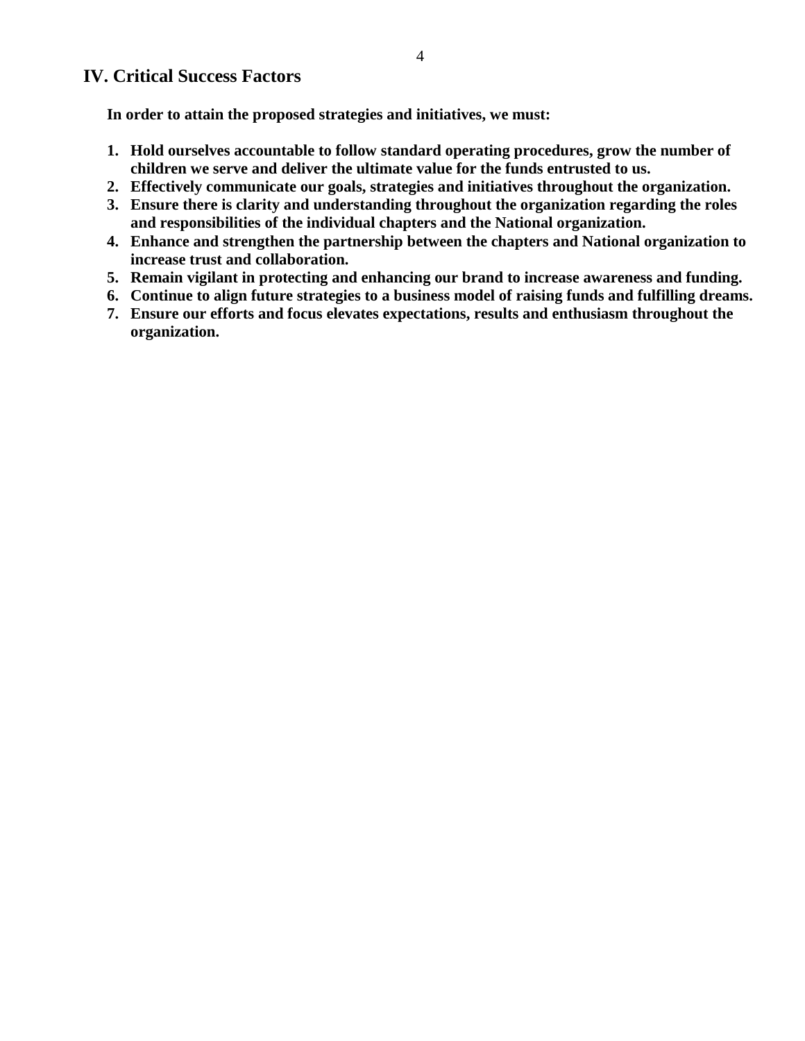## IV. Critical Success Factors

**In order to attain the proposed strategies and initiatives, we must:**

1. **Hold ourselves accountable to follow standard operating procedures, grow the number of children we serve and deliver the ultimate value for the funds entrusted to us.**
2. **Effectively communicate our goals, strategies and initiatives throughout the organization.**
3. **Ensure there is clarity and understanding throughout the organization regarding the roles and responsibilities of the individual chapters and the National organization.**
4. **Enhance and strengthen the partnership between the chapters and National organization to increase trust and collaboration.**
5. **Remain vigilant in protecting and enhancing our brand to increase awareness and funding.**
6. **Continue to align future strategies to a business model of raising funds and fulfilling dreams.**
7. **Ensure our efforts and focus elevates expectations, results and enthusiasm throughout the organization.**